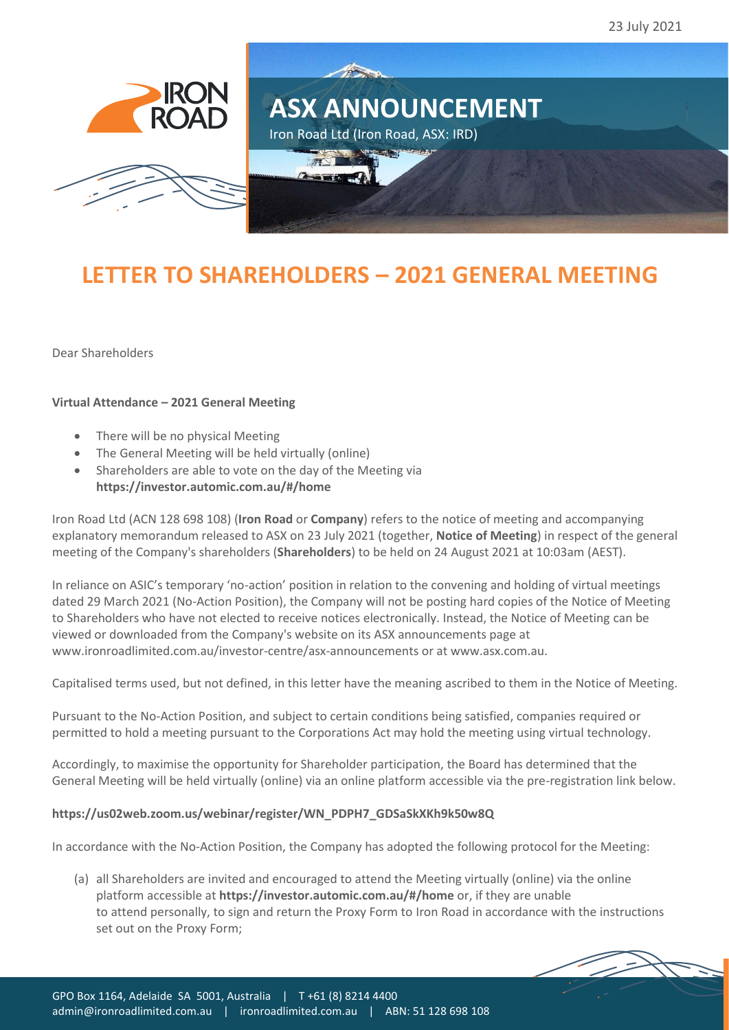23 July 2021

# ASX ANNOUNCEMENT

Iron Road Ltd (Iron Road, ASX: IRD)

# LETTER TO SHAREHOLDERS – 2021 GENERAL MEETING

Dear Shareholders

**Virtual Attendance – 2021 General Meeting**

- There will be no physical Meeting
- The General Meeting will be held virtually (online)
- Shareholders are able to vote on the day of the Meeting via **https://investor.automic.com.au/#/home**

Iron Road Ltd (ACN 128 698 108) (**Iron Road** or **Company**) refers to the notice of meeting and accompanying explanatory memorandum released to ASX on 23 July 2021 (together, **Notice of Meeting**) in respect of the general meeting of the Company's shareholders (**Shareholders**) to be held on 24 August 2021 at 10:03am (AEST).

In reliance on ASIC's temporary 'no-action' position in relation to the convening and holding of virtual meetings dated 29 March 2021 (No-Action Position), the Company will not be posting hard copies of the Notice of Meeting to Shareholders who have not elected to receive notices electronically. Instead, the Notice of Meeting can be viewed or downloaded from the Company's website on its ASX announcements page at www.ironroadlimited.com.au/investor-centre/asx-announcements or at www.asx.com.au.

Capitalised terms used, but not defined, in this letter have the meaning ascribed to them in the Notice of Meeting.

Pursuant to the No-Action Position, and subject to certain conditions being satisfied, companies required or permitted to hold a meeting pursuant to the Corporations Act may hold the meeting using virtual technology.

Accordingly, to maximise the opportunity for Shareholder participation, the Board has determined that the General Meeting will be held virtually (online) via an online platform accessible via the pre-registration link below.

**https://us02web.zoom.us/webinar/register/WN_PDPH7_GDSaSkXKh9k50w8Q**

In accordance with the No-Action Position, the Company has adopted the following protocol for the Meeting:

(a) all Shareholders are invited and encouraged to attend the Meeting virtually (online) via the online platform accessible at **https://investor.automic.com.au/#/home** or, if they are unable to attend personally, to sign and return the Proxy Form to Iron Road in accordance with the instructions set out on the Proxy Form;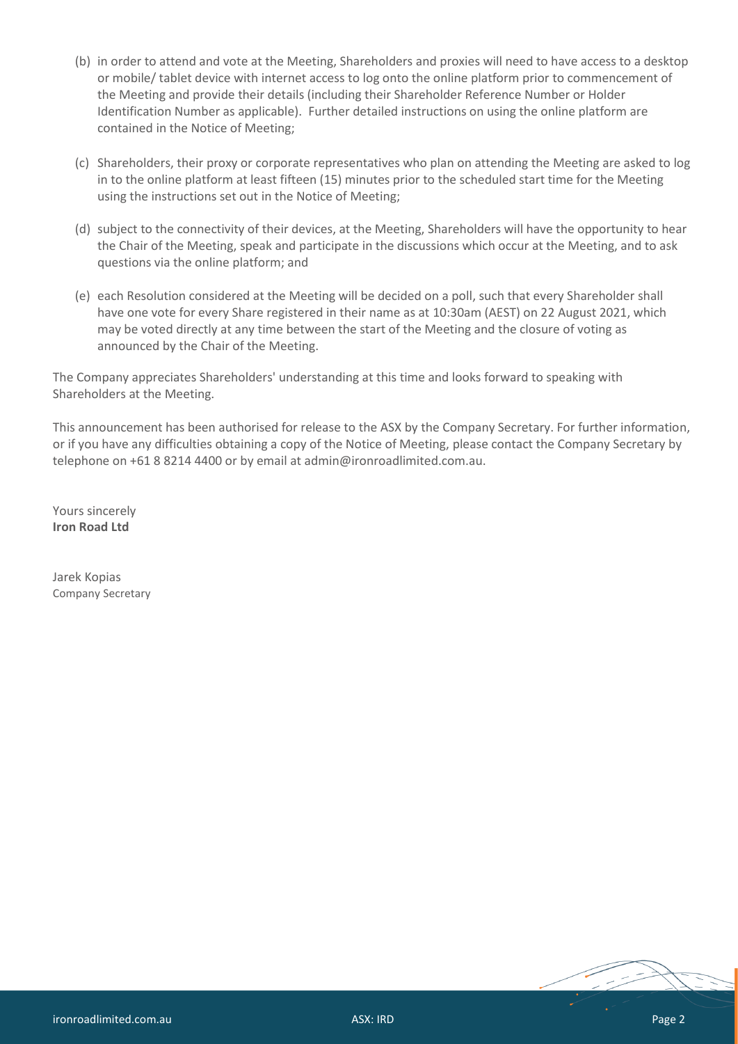(b) in order to attend and vote at the Meeting, Shareholders and proxies will need to have access to a desktop or mobile/ tablet device with internet access to log onto the online platform prior to commencement of the Meeting and provide their details (including their Shareholder Reference Number or Holder Identification Number as applicable). Further detailed instructions on using the online platform are contained in the Notice of Meeting;

(c) Shareholders, their proxy or corporate representatives who plan on attending the Meeting are asked to log in to the online platform at least fifteen (15) minutes prior to the scheduled start time for the Meeting using the instructions set out in the Notice of Meeting;

(d) subject to the connectivity of their devices, at the Meeting, Shareholders will have the opportunity to hear the Chair of the Meeting, speak and participate in the discussions which occur at the Meeting, and to ask questions via the online platform; and

(e) each Resolution considered at the Meeting will be decided on a poll, such that every Shareholder shall have one vote for every Share registered in their name as at 10:30am (AEST) on 22 August 2021, which may be voted directly at any time between the start of the Meeting and the closure of voting as announced by the Chair of the Meeting.

The Company appreciates Shareholders' understanding at this time and looks forward to speaking with Shareholders at the Meeting.

This announcement has been authorised for release to the ASX by the Company Secretary. For further information, or if you have any difficulties obtaining a copy of the Notice of Meeting, please contact the Company Secretary by telephone on +61 8 8214 4400 or by email at admin@ironroadlimited.com.au.

Yours sincerely
**Iron Road Ltd**

Jarek Kopias
Company Secretary